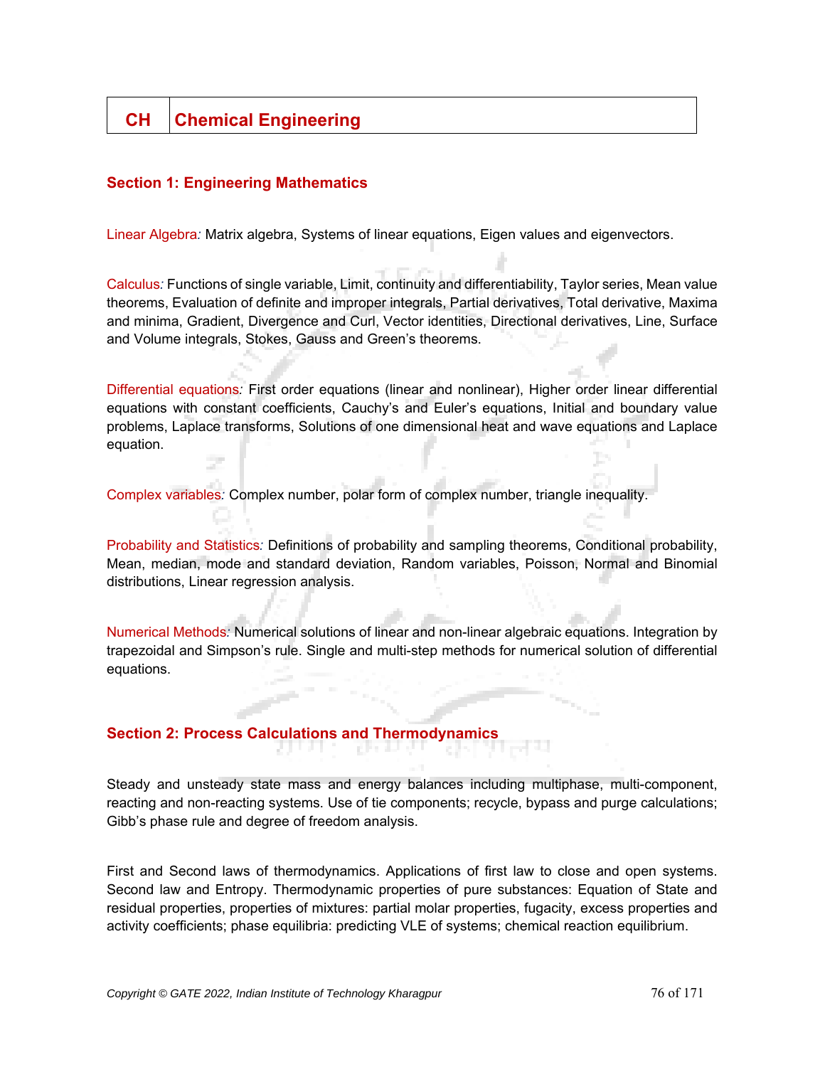# CH Chemical Engineering

## Section 1: Engineering Mathematics

Linear Algebra*:* Matrix algebra, Systems of linear equations, Eigen values and eigenvectors.

Calculus*:* Functions of single variable, Limit, continuity and differentiability, Taylor series, Mean value theorems, Evaluation of definite and improper integrals, Partial derivatives, Total derivative, Maxima and minima, Gradient, Divergence and Curl, Vector identities, Directional derivatives, Line, Surface and Volume integrals, Stokes, Gauss and Green's theorems.

Differential equations*:* First order equations (linear and nonlinear), Higher order linear differential equations with constant coefficients, Cauchy's and Euler's equations, Initial and boundary value problems, Laplace transforms, Solutions of one dimensional heat and wave equations and Laplace equation.

Complex variables*:* Complex number, polar form of complex number, triangle inequality.

Probability and Statistics*:* Definitions of probability and sampling theorems, Conditional probability, Mean, median, mode and standard deviation, Random variables, Poisson, Normal and Binomial distributions, Linear regression analysis.

Numerical Methods*:* Numerical solutions of linear and non-linear algebraic equations. Integration by trapezoidal and Simpson's rule. Single and multi-step methods for numerical solution of differential equations.

## Section 2: Process Calculations and Thermodynamics

Steady and unsteady state mass and energy balances including multiphase, multi-component, reacting and non-reacting systems. Use of tie components; recycle, bypass and purge calculations; Gibb's phase rule and degree of freedom analysis.

First and Second laws of thermodynamics. Applications of first law to close and open systems. Second law and Entropy. Thermodynamic properties of pure substances: Equation of State and residual properties, properties of mixtures: partial molar properties, fugacity, excess properties and activity coefficients; phase equilibria: predicting VLE of systems; chemical reaction equilibrium.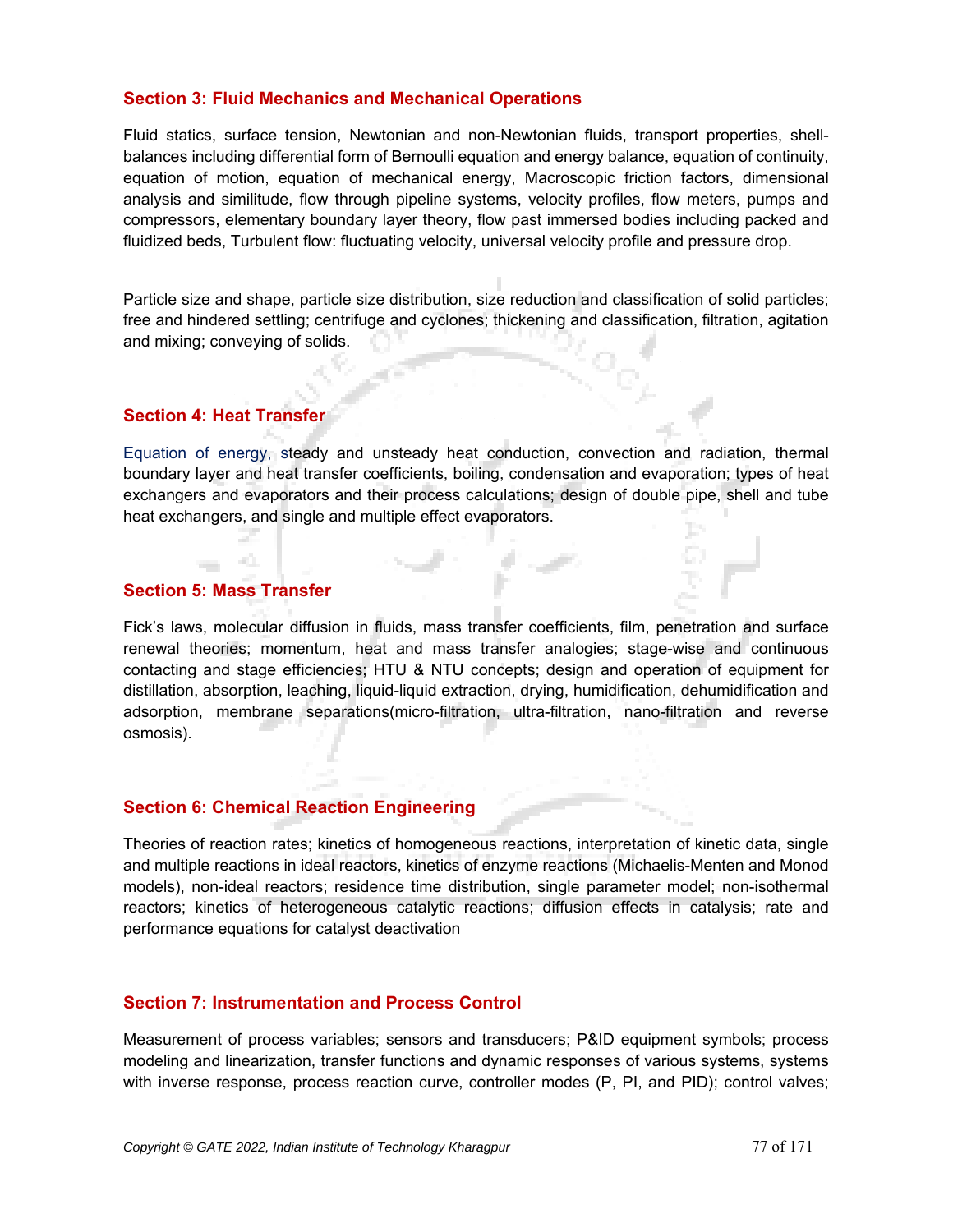## Section 3: Fluid Mechanics and Mechanical Operations

Fluid statics, surface tension, Newtonian and non-Newtonian fluids, transport properties, shell-balances including differential form of Bernoulli equation and energy balance, equation of continuity, equation of motion, equation of mechanical energy, Macroscopic friction factors, dimensional analysis and similitude, flow through pipeline systems, velocity profiles, flow meters, pumps and compressors, elementary boundary layer theory, flow past immersed bodies including packed and fluidized beds, Turbulent flow: fluctuating velocity, universal velocity profile and pressure drop.

Particle size and shape, particle size distribution, size reduction and classification of solid particles; free and hindered settling; centrifuge and cyclones; thickening and classification, filtration, agitation and mixing; conveying of solids.

## Section 4: Heat Transfer

Equation of energy, steady and unsteady heat conduction, convection and radiation, thermal boundary layer and heat transfer coefficients, boiling, condensation and evaporation; types of heat exchangers and evaporators and their process calculations; design of double pipe, shell and tube heat exchangers, and single and multiple effect evaporators.

## Section 5: Mass Transfer

Fick's laws, molecular diffusion in fluids, mass transfer coefficients, film, penetration and surface renewal theories; momentum, heat and mass transfer analogies; stage-wise and continuous contacting and stage efficiencies; HTU & NTU concepts; design and operation of equipment for distillation, absorption, leaching, liquid-liquid extraction, drying, humidification, dehumidification and adsorption, membrane separations(micro-filtration, ultra-filtration, nano-filtration and reverse osmosis).

## Section 6: Chemical Reaction Engineering

Theories of reaction rates; kinetics of homogeneous reactions, interpretation of kinetic data, single and multiple reactions in ideal reactors, kinetics of enzyme reactions (Michaelis-Menten and Monod models), non-ideal reactors; residence time distribution, single parameter model; non-isothermal reactors; kinetics of heterogeneous catalytic reactions; diffusion effects in catalysis; rate and performance equations for catalyst deactivation

## Section 7: Instrumentation and Process Control

Measurement of process variables; sensors and transducers; P&ID equipment symbols; process modeling and linearization, transfer functions and dynamic responses of various systems, systems with inverse response, process reaction curve, controller modes (P, PI, and PID); control valves;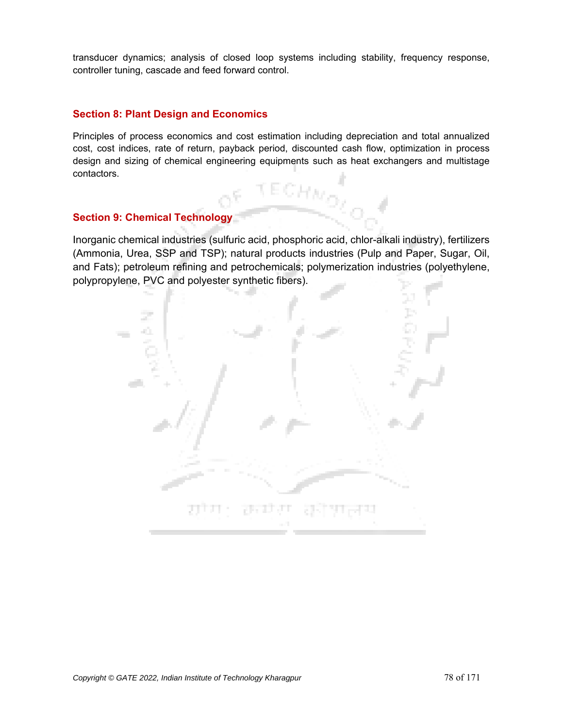transducer dynamics; analysis of closed loop systems including stability, frequency response, controller tuning, cascade and feed forward control.

### Section 8: Plant Design and Economics

Principles of process economics and cost estimation including depreciation and total annualized cost, cost indices, rate of return, payback period, discounted cash flow, optimization in process design and sizing of chemical engineering equipments such as heat exchangers and multistage contactors.

### Section 9: Chemical Technology

Inorganic chemical industries (sulfuric acid, phosphoric acid, chlor-alkali industry), fertilizers (Ammonia, Urea, SSP and TSP); natural products industries (Pulp and Paper, Sugar, Oil, and Fats); petroleum refining and petrochemicals; polymerization industries (polyethylene, polypropylene, PVC and polyester synthetic fibers).